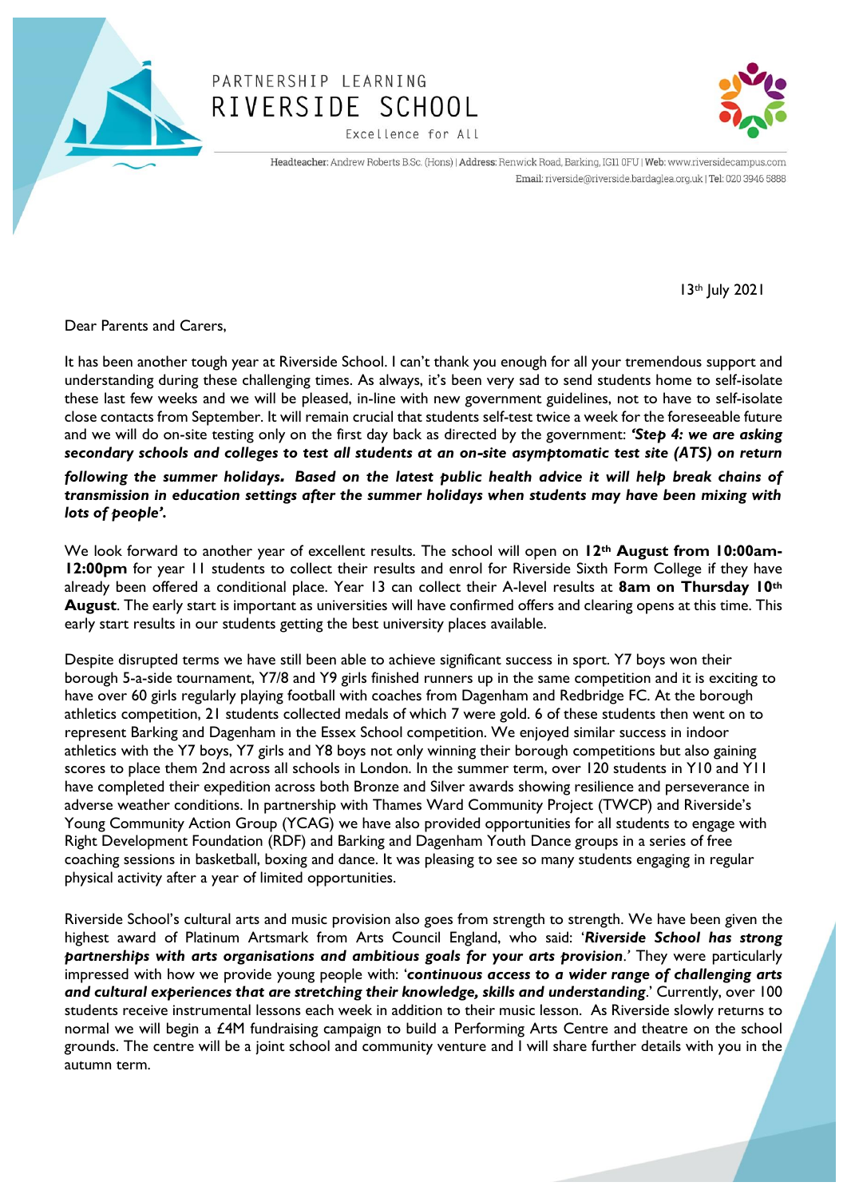PARTNERSHIP LEARNING
# RIVERSIDE SCHOOL
Excellence for All

**Headteacher:** Andrew Roberts B.Sc. (Hons) | **Address:** Renwick Road, Barking, IG11 0FU | **Web:** www.riversidecampus.com
**Email:** riverside@riverside.bardaglea.org.uk | **Tel:** 020 3946 5888

13th July 2021

Dear Parents and Carers,

It has been another tough year at Riverside School. I can't thank you enough for all your tremendous support and understanding during these challenging times. As always, it's been very sad to send students home to self-isolate these last few weeks and we will be pleased, in-line with new government guidelines, not to have to self-isolate close contacts from September. It will remain crucial that students self-test twice a week for the foreseeable future and we will do on-site testing only on the first day back as directed by the government: ***'Step 4: we are asking secondary schools and colleges to test all students at an on-site asymptomatic test site (ATS) on return following the summer holidays. Based on the latest public health advice it will help break chains of transmission in education settings after the summer holidays when students may have been mixing with lots of people'.***

We look forward to another year of excellent results. The school will open on **12th August from 10:00am-12:00pm** for year 11 students to collect their results and enrol for Riverside Sixth Form College if they have already been offered a conditional place. Year 13 can collect their A-level results at **8am on Thursday 10th August**. The early start is important as universities will have confirmed offers and clearing opens at this time. This early start results in our students getting the best university places available.

Despite disrupted terms we have still been able to achieve significant success in sport. Y7 boys won their borough 5-a-side tournament, Y7/8 and Y9 girls finished runners up in the same competition and it is exciting to have over 60 girls regularly playing football with coaches from Dagenham and Redbridge FC. At the borough athletics competition, 21 students collected medals of which 7 were gold. 6 of these students then went on to represent Barking and Dagenham in the Essex School competition. We enjoyed similar success in indoor athletics with the Y7 boys, Y7 girls and Y8 boys not only winning their borough competitions but also gaining scores to place them 2nd across all schools in London. In the summer term, over 120 students in Y10 and Y11 have completed their expedition across both Bronze and Silver awards showing resilience and perseverance in adverse weather conditions. In partnership with Thames Ward Community Project (TWCP) and Riverside's Young Community Action Group (YCAG) we have also provided opportunities for all students to engage with Right Development Foundation (RDF) and Barking and Dagenham Youth Dance groups in a series of free coaching sessions in basketball, boxing and dance. It was pleasing to see so many students engaging in regular physical activity after a year of limited opportunities.

Riverside School's cultural arts and music provision also goes from strength to strength. We have been given the highest award of Platinum Artsmark from Arts Council England, who said: '***Riverside School has strong partnerships with arts organisations and ambitious goals for your arts provision**.*' They were particularly impressed with how we provide young people with: '***continuous access to a wider range of challenging arts and cultural experiences that are stretching their knowledge, skills and understanding***.' Currently, over 100 students receive instrumental lessons each week in addition to their music lesson. As Riverside slowly returns to normal we will begin a £4M fundraising campaign to build a Performing Arts Centre and theatre on the school grounds. The centre will be a joint school and community venture and I will share further details with you in the autumn term.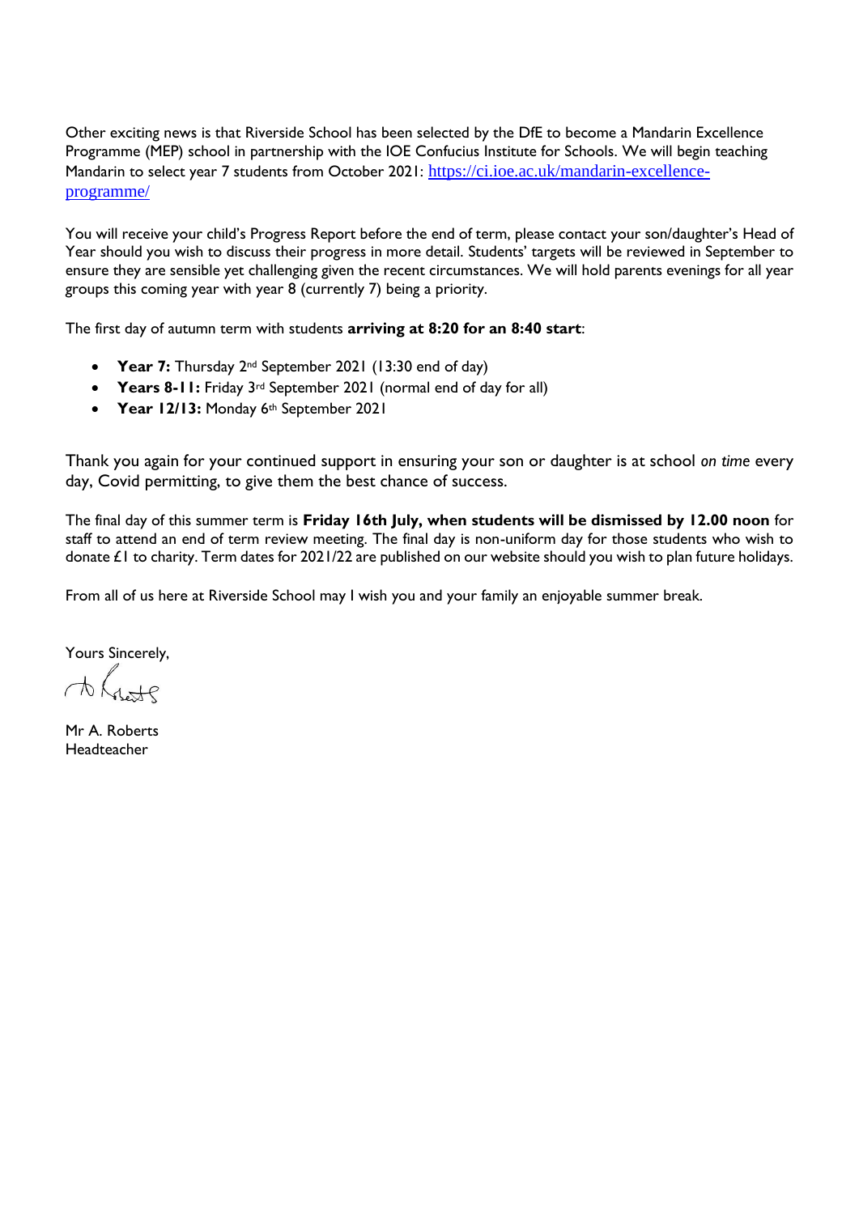Other exciting news is that Riverside School has been selected by the DfE to become a Mandarin Excellence Programme (MEP) school in partnership with the IOE Confucius Institute for Schools. We will begin teaching Mandarin to select year 7 students from October 2021: https://ci.ioe.ac.uk/mandarin-excellence-programme/

You will receive your child's Progress Report before the end of term, please contact your son/daughter's Head of Year should you wish to discuss their progress in more detail. Students' targets will be reviewed in September to ensure they are sensible yet challenging given the recent circumstances. We will hold parents evenings for all year groups this coming year with year 8 (currently 7) being a priority.

The first day of autumn term with students **arriving at 8:20 for an 8:40 start**:

- **Year 7:** Thursday 2nd September 2021 (13:30 end of day)
- **Years 8-11:** Friday 3rd September 2021 (normal end of day for all)
- **Year 12/13:** Monday 6th September 2021

Thank you again for your continued support in ensuring your son or daughter is at school *on time* every day, Covid permitting, to give them the best chance of success.

The final day of this summer term is **Friday 16th July, when students will be dismissed by 12.00 noon** for staff to attend an end of term review meeting. The final day is non-uniform day for those students who wish to donate £1 to charity. Term dates for 2021/22 are published on our website should you wish to plan future holidays.

From all of us here at Riverside School may I wish you and your family an enjoyable summer break.

Yours Sincerely,

Mr A. Roberts
Headteacher